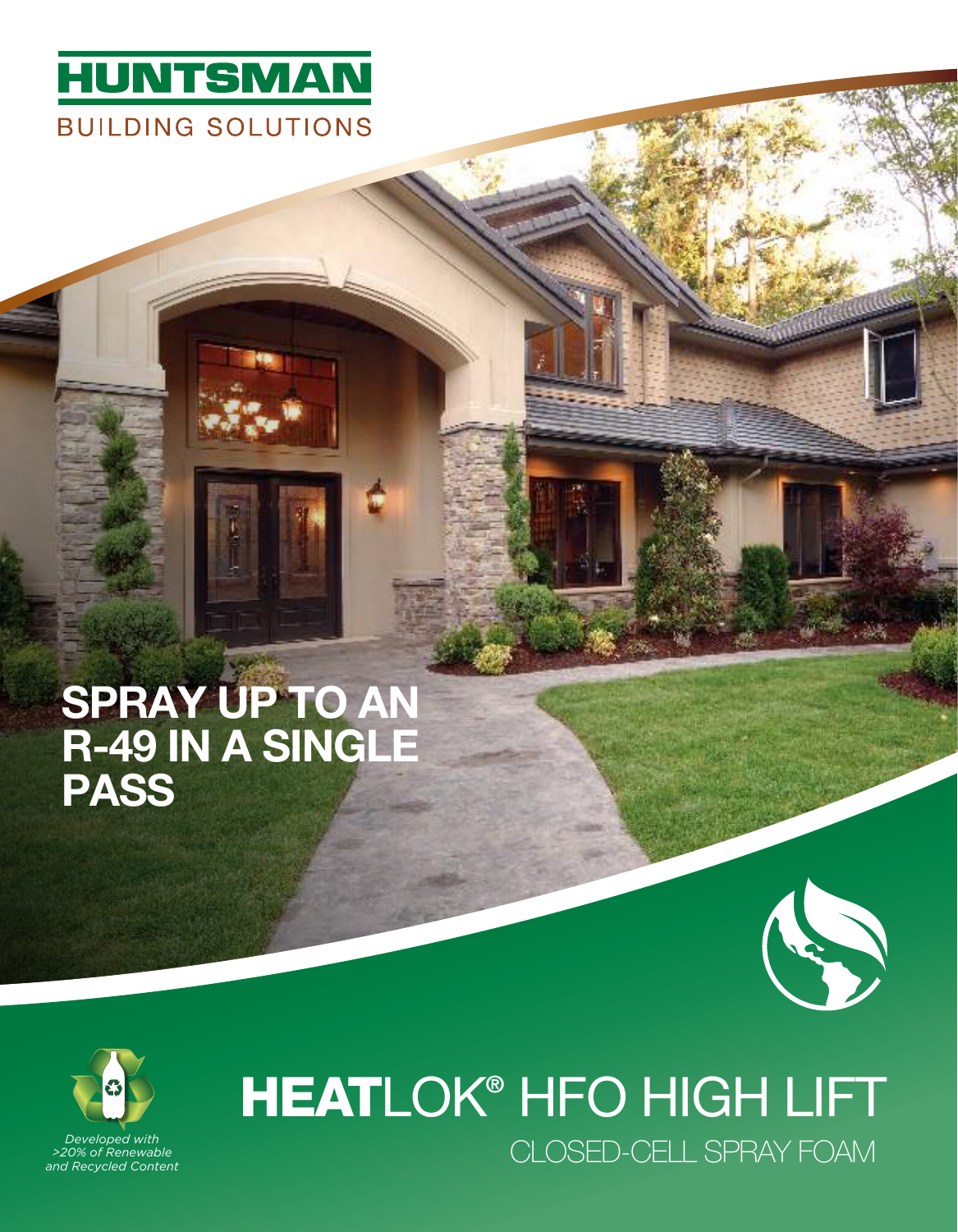HUNTSMAN

BUILDING SOLUTIONS

# SPRAY UP TO AN R-49 IN A SINGLE PASS

*Developed with >20% of Renewable and Recycled Content*

# HEATLOK® HFO HIGH LIFT

## CLOSED-CELL SPRAY FOAM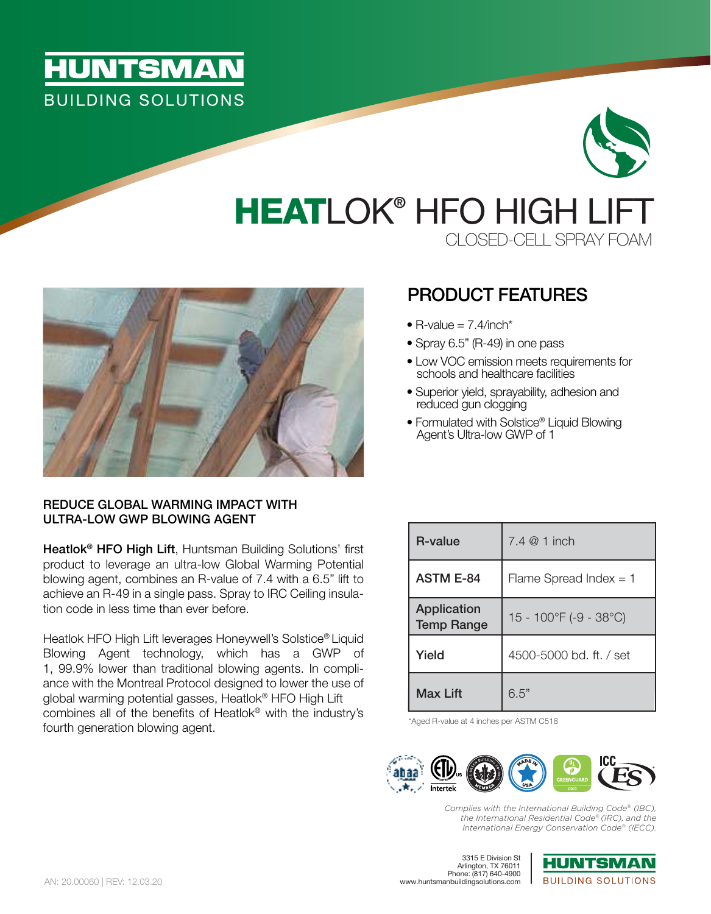HUNTSMAN
BUILDING SOLUTIONS

# HEATLOK® HFO HIGH LIFT

CLOSED-CELL SPRAY FOAM

## PRODUCT FEATURES

- R-value = 7.4/inch*
- Spray 6.5" (R-49) in one pass
- Low VOC emission meets requirements for schools and healthcare facilities
- Superior yield, sprayability, adhesion and reduced gun clogging
- Formulated with Solstice® Liquid Blowing Agent's Ultra-low GWP of 1

### REDUCE GLOBAL WARMING IMPACT WITH ULTRA-LOW GWP BLOWING AGENT

**Heatlok® HFO High Lift**, Huntsman Building Solutions' first product to leverage an ultra-low Global Warming Potential blowing agent, combines an R-value of 7.4 with a 6.5" lift to achieve an R-49 in a single pass. Spray to IRC Ceiling insulation code in less time than ever before.

Heatlok HFO High Lift leverages Honeywell's Solstice® Liquid Blowing Agent technology, which has a GWP of 1, 99.9% lower than traditional blowing agents. In compliance with the Montreal Protocol designed to lower the use of global warming potential gasses, Heatlok® HFO High Lift combines all of the benefits of Heatlok® with the industry's fourth generation blowing agent.

| | |
|---|---|
| **R-value** | 7.4 @ 1 inch |
| **ASTM E-84** | Flame Spread Index = 1 |
| **Application Temp Range** | 15 - 100°F (-9 - 38°C) |
| **Yield** | 4500-5000 bd. ft. / set |
| **Max Lift** | 6.5" |

*Aged R-value at 4 inches per ASTM C518

*Complies with the International Building Code® (IBC), the International Residential Code® (IRC), and the International Energy Conservation Code® (IECC).*

3315 E Division St
Arlington, TX 76011
Phone: (817) 640-4900
www.huntsmanbuildingsolutions.com

AN: 20.00060 | REV: 12.03.20